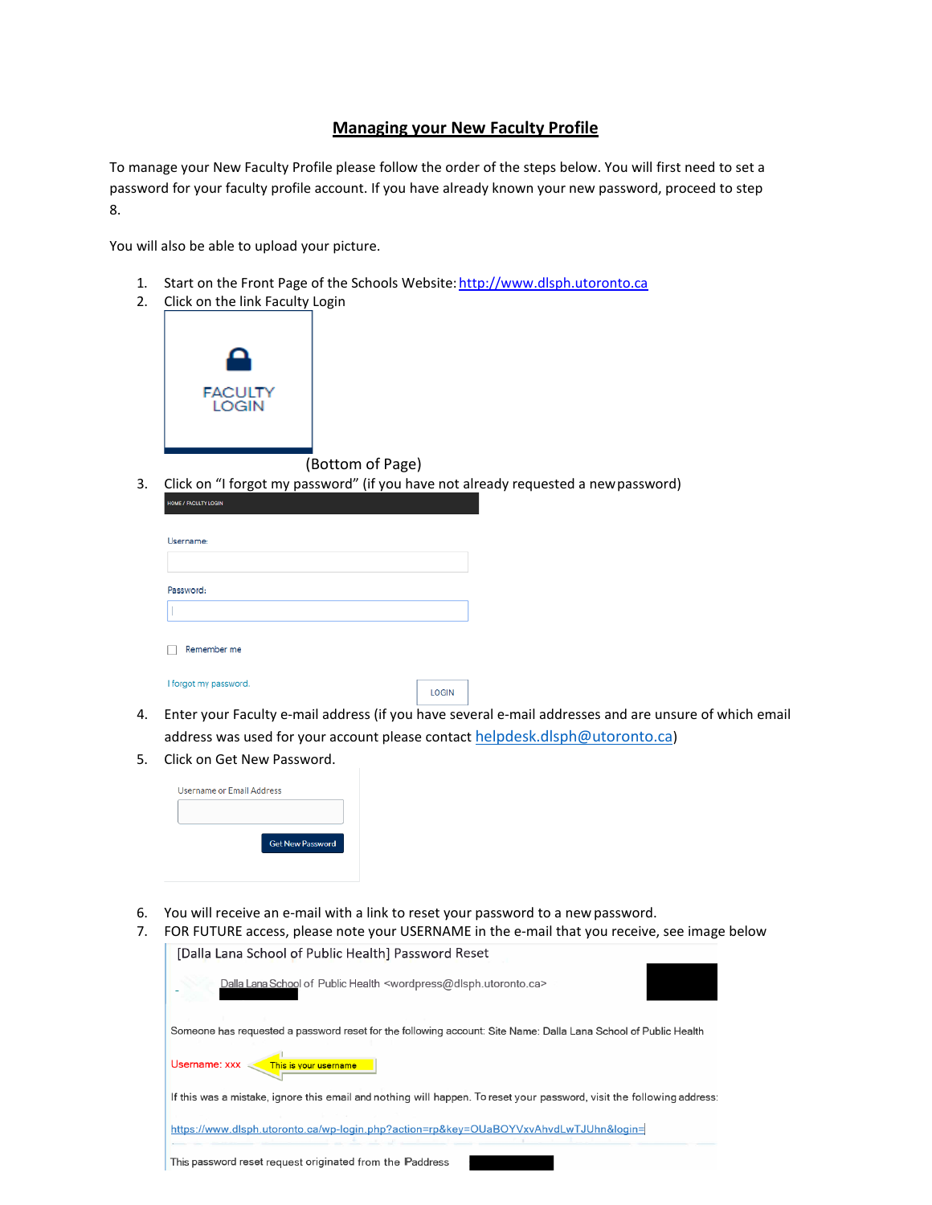# Managing your New Faculty Profile

To manage your New Faculty Profile please follow the order of the steps below. You will first need to set a password for your faculty profile account. If you have already known your new password, proceed to step 8.

You will also be able to upload your picture.

1. Start on the Front Page of the Schools Website: [http://www.dlsph.utoronto.ca](http://www.dlsph.utoronto.ca)
2. Click on the link Faculty Login

   FACULTY LOGIN

   (Bottom of Page)
3. Click on "I forgot my password" (if you have not already requested a new password)

   HOME / FACULTY LOGIN

   Username:

   Password:

   Remember me

   I forgot my password.  LOGIN
4. Enter your Faculty e-mail address (if you have several e-mail addresses and are unsure of which email address was used for your account please contact [helpdesk.dlsph@utoronto.ca](mailto:helpdesk.dlsph@utoronto.ca))
5. Click on Get New Password.

   Username or Email Address

   Get New Password
6. You will receive an e-mail with a link to reset your password to a new password.
7. FOR FUTURE access, please note your USERNAME in the e-mail that you receive, see image below

   [Dalla Lana School of Public Health] Password Reset

   Dalla Lana School of Public Health <wordpress@dlsph.utoronto.ca>

   Someone has requested a password reset for the following account: Site Name: Dalla Lana School of Public Health

   Username: xxx  ← This is your username

   If this was a mistake, ignore this email and nothing will happen. To reset your password, visit the following address:

   https://www.dlsph.utoronto.ca/wp-login.php?action=rp&key=OUaBOYVxvAhvdLwTJUhn&login=

   This password reset request originated from the IPaddress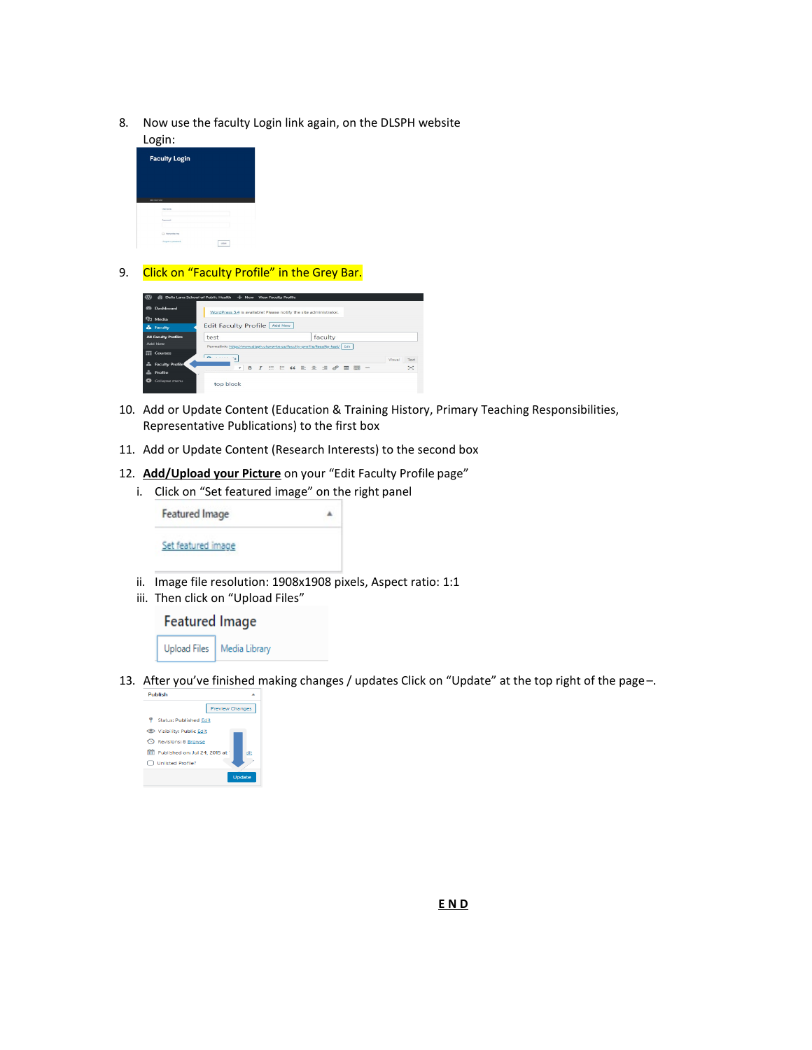8. Now use the faculty Login link again, on the DLSPH website
   Login:

9. Click on "Faculty Profile" in the Grey Bar.

10. Add or Update Content (Education & Training History, Primary Teaching Responsibilities, Representative Publications) to the first box

11. Add or Update Content (Research Interests) to the second box

12. **Add/Upload your Picture** on your "Edit Faculty Profile page"

    i. Click on "Set featured image" on the right panel

    ii. Image file resolution: 1908x1908 pixels, Aspect ratio: 1:1

    iii. Then click on "Upload Files"

13. After you've finished making changes / updates Click on "Update" at the top right of the page–.

**END**